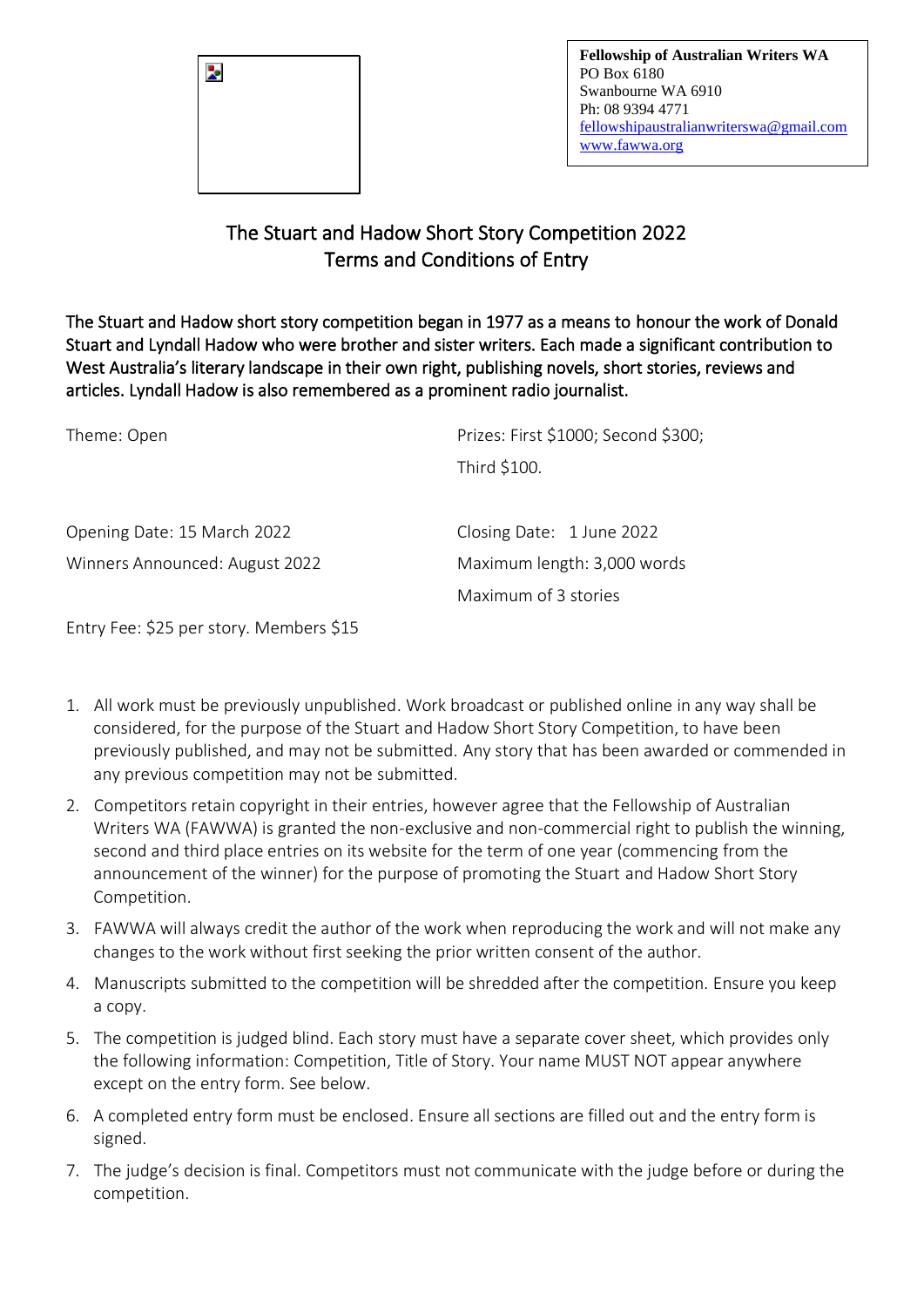**Fellowship of Australian Writers WA**
PO Box 6180
Swanbourne WA 6910
Ph: 08 9394 4771
fellowshipaustralianwriterswa@gmail.com
www.fawwa.org

# The Stuart and Hadow Short Story Competition 2022
# Terms and Conditions of Entry

The Stuart and Hadow short story competition began in 1977 as a means to honour the work of Donald Stuart and Lyndall Hadow who were brother and sister writers. Each made a significant contribution to West Australia's literary landscape in their own right, publishing novels, short stories, reviews and articles. Lyndall Hadow is also remembered as a prominent radio journalist.

Theme: Open

Prizes: First $1000; Second $300; Third $100.

Opening Date: 15 March 2022

Closing Date: 1 June 2022

Winners Announced: August 2022

Maximum length: 3,000 words

Maximum of 3 stories

Entry Fee: $25 per story. Members $15

1. All work must be previously unpublished. Work broadcast or published online in any way shall be considered, for the purpose of the Stuart and Hadow Short Story Competition, to have been previously published, and may not be submitted. Any story that has been awarded or commended in any previous competition may not be submitted.
2. Competitors retain copyright in their entries, however agree that the Fellowship of Australian Writers WA (FAWWA) is granted the non-exclusive and non-commercial right to publish the winning, second and third place entries on its website for the term of one year (commencing from the announcement of the winner) for the purpose of promoting the Stuart and Hadow Short Story Competition.
3. FAWWA will always credit the author of the work when reproducing the work and will not make any changes to the work without first seeking the prior written consent of the author.
4. Manuscripts submitted to the competition will be shredded after the competition. Ensure you keep a copy.
5. The competition is judged blind. Each story must have a separate cover sheet, which provides only the following information: Competition, Title of Story. Your name MUST NOT appear anywhere except on the entry form. See below.
6. A completed entry form must be enclosed. Ensure all sections are filled out and the entry form is signed.
7. The judge's decision is final. Competitors must not communicate with the judge before or during the competition.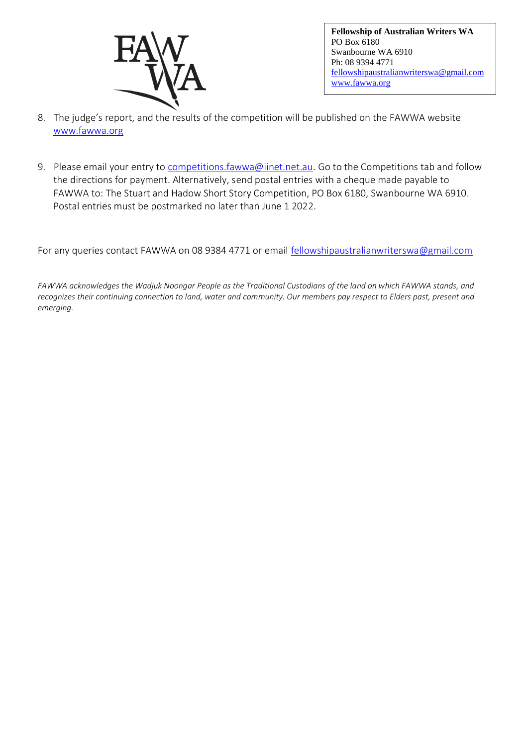**Fellowship of Australian Writers WA**
PO Box 6180
Swanbourne WA 6910
Ph: 08 9394 4771
fellowshipaustralianwriterswa@gmail.com
www.fawwa.org

8. The judge's report, and the results of the competition will be published on the FAWWA website www.fawwa.org

9. Please email your entry to competitions.fawwa@iinet.net.au. Go to the Competitions tab and follow the directions for payment. Alternatively, send postal entries with a cheque made payable to FAWWA to: The Stuart and Hadow Short Story Competition, PO Box 6180, Swanbourne WA 6910. Postal entries must be postmarked no later than June 1 2022.

For any queries contact FAWWA on 08 9384 4771 or email fellowshipaustralianwriterswa@gmail.com

*FAWWA acknowledges the Wadjuk Noongar People as the Traditional Custodians of the land on which FAWWA stands, and recognizes their continuing connection to land, water and community. Our members pay respect to Elders past, present and emerging.*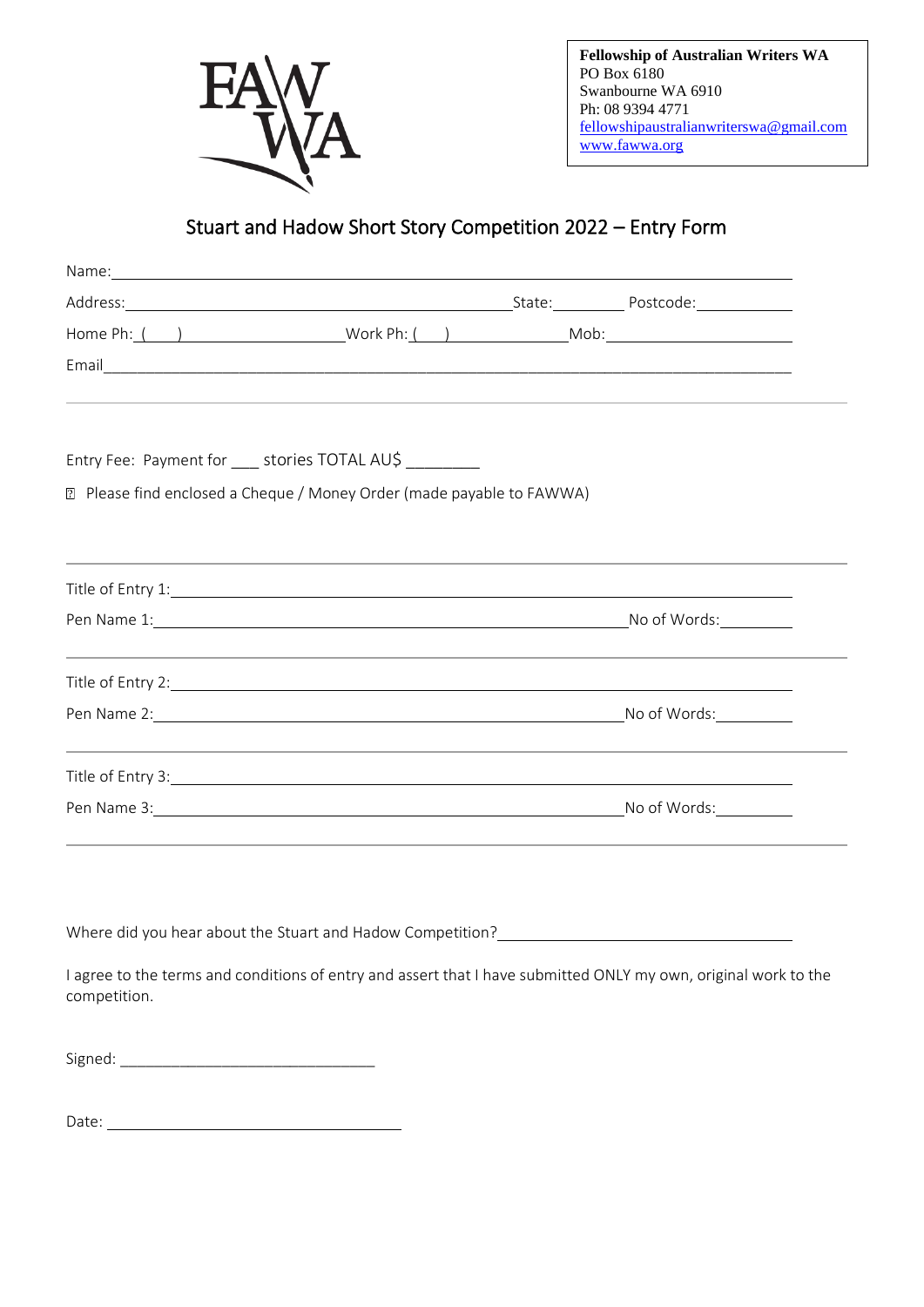**Fellowship of Australian Writers WA**
PO Box 6180
Swanbourne WA 6910
Ph: 08 9394 4771
fellowshipaustralianwriterswa@gmail.com
www.fawwa.org

# Stuart and Hadow Short Story Competition 2022 – Entry Form

Name: \_\_\_\_\_\_\_\_\_\_\_\_\_\_\_\_\_\_\_\_\_\_\_\_\_\_\_\_\_\_\_\_\_\_\_\_\_\_\_\_

Address: \_\_\_\_\_\_\_\_\_\_\_\_\_\_\_\_\_\_\_\_\_\_\_\_ State: \_\_\_\_\_\_ Postcode: \_\_\_\_\_\_

Home Ph: ( ) \_\_\_\_\_\_\_\_\_\_ Work Ph: ( ) \_\_\_\_\_\_\_\_\_\_ Mob: \_\_\_\_\_\_\_\_\_\_

Email \_\_\_\_\_\_\_\_\_\_\_\_\_\_\_\_\_\_\_\_\_\_\_\_\_\_\_\_\_\_\_\_\_\_\_\_\_\_\_\_

---

Entry Fee: Payment for \_\_\_ stories TOTAL AU$ \_\_\_\_\_\_\_\_

☐ Please find enclosed a Cheque / Money Order (made payable to FAWWA)

---

Title of Entry 1: \_\_\_\_\_\_\_\_\_\_\_\_\_\_\_\_\_\_\_\_\_\_\_\_\_\_\_\_\_\_\_\_\_\_\_\_

Pen Name 1: \_\_\_\_\_\_\_\_\_\_\_\_\_\_\_\_\_\_\_\_\_\_\_\_\_\_\_\_\_\_ No of Words: \_\_\_\_\_\_

---

Title of Entry 2: \_\_\_\_\_\_\_\_\_\_\_\_\_\_\_\_\_\_\_\_\_\_\_\_\_\_\_\_\_\_\_\_\_\_\_\_

Pen Name 2: \_\_\_\_\_\_\_\_\_\_\_\_\_\_\_\_\_\_\_\_\_\_\_\_\_\_\_\_\_\_ No of Words: \_\_\_\_\_\_

---

Title of Entry 3: \_\_\_\_\_\_\_\_\_\_\_\_\_\_\_\_\_\_\_\_\_\_\_\_\_\_\_\_\_\_\_\_\_\_\_\_

Pen Name 3: \_\_\_\_\_\_\_\_\_\_\_\_\_\_\_\_\_\_\_\_\_\_\_\_\_\_\_\_\_\_ No of Words: \_\_\_\_\_\_

---

Where did you hear about the Stuart and Hadow Competition? \_\_\_\_\_\_\_\_\_\_\_\_\_\_\_\_\_\_\_\_

I agree to the terms and conditions of entry and assert that I have submitted ONLY my own, original work to the competition.

Signed: \_\_\_\_\_\_\_\_\_\_\_\_\_\_\_\_\_\_\_\_\_\_\_\_

Date: \_\_\_\_\_\_\_\_\_\_\_\_\_\_\_\_\_\_\_\_\_\_\_\_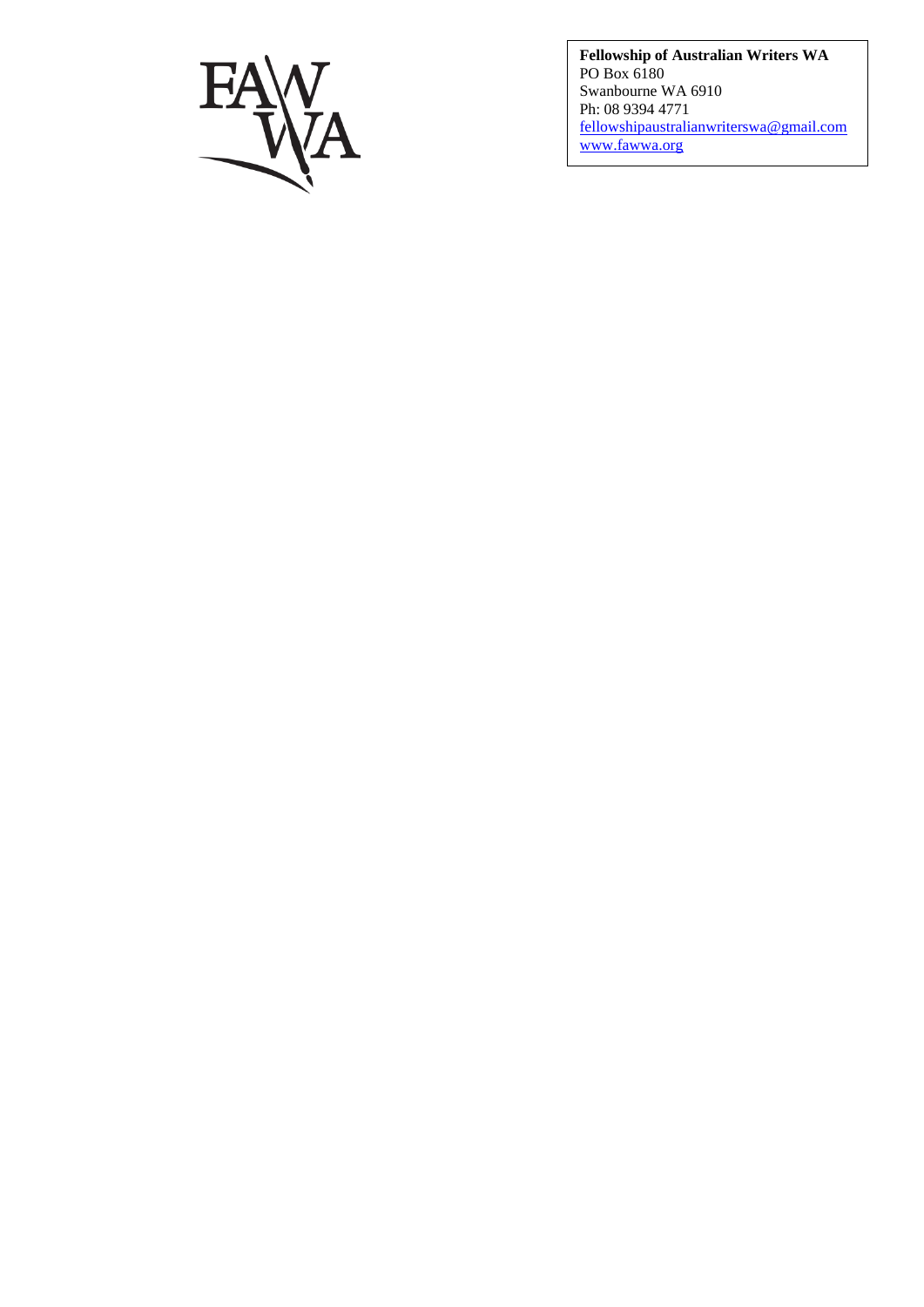**Fellowship of Australian Writers WA**
PO Box 6180
Swanbourne WA 6910
Ph: 08 9394 4771
fellowshipaustralianwriterswa@gmail.com
www.fawwa.org